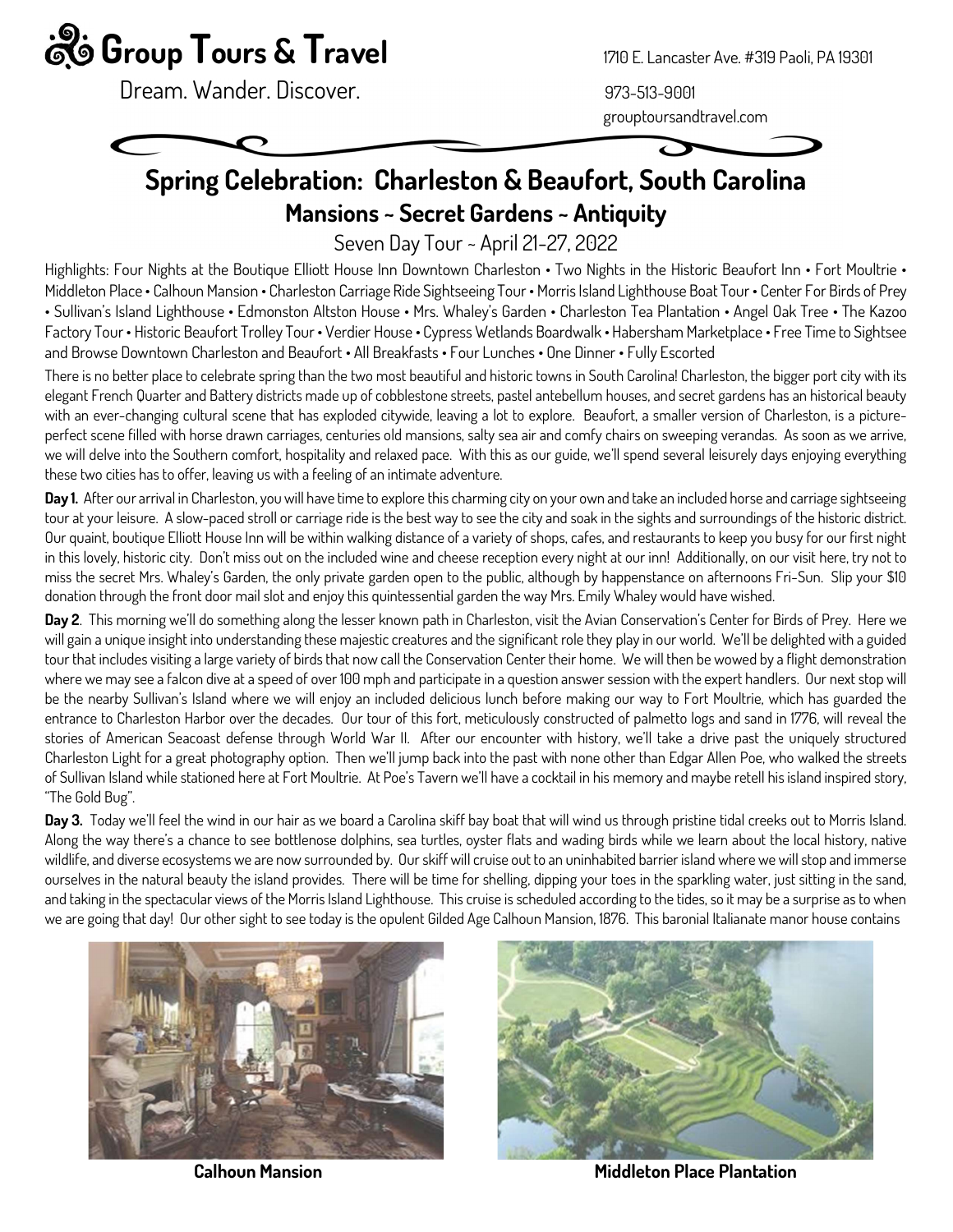# Group Tours & Travel

Dream. Wander. Discover.

1710 E. Lancaster Ave. #319 Paoli, PA 19301
973-513-9001
grouptoursandtravel.com

## Spring Celebration: Charleston & Beaufort, South Carolina

### Mansions ~ Secret Gardens ~ Antiquity

Seven Day Tour ~ April 21-27, 2022

Highlights: Four Nights at the Boutique Elliott House Inn Downtown Charleston • Two Nights in the Historic Beaufort Inn • Fort Moultrie • Middleton Place • Calhoun Mansion • Charleston Carriage Ride Sightseeing Tour • Morris Island Lighthouse Boat Tour • Center For Birds of Prey • Sullivan's Island Lighthouse • Edmonston Altston House • Mrs. Whaley's Garden • Charleston Tea Plantation • Angel Oak Tree • The Kazoo Factory Tour • Historic Beaufort Trolley Tour • Verdier House • Cypress Wetlands Boardwalk • Habersham Marketplace • Free Time to Sightsee and Browse Downtown Charleston and Beaufort • All Breakfasts • Four Lunches • One Dinner • Fully Escorted

There is no better place to celebrate spring than the two most beautiful and historic towns in South Carolina! Charleston, the bigger port city with its elegant French Quarter and Battery districts made up of cobblestone streets, pastel antebellum houses, and secret gardens has an historical beauty with an ever-changing cultural scene that has exploded citywide, leaving a lot to explore. Beaufort, a smaller version of Charleston, is a picture-perfect scene filled with horse drawn carriages, centuries old mansions, salty sea air and comfy chairs on sweeping verandas. As soon as we arrive, we will delve into the Southern comfort, hospitality and relaxed pace. With this as our guide, we'll spend several leisurely days enjoying everything these two cities has to offer, leaving us with a feeling of an intimate adventure.

**Day 1.** After our arrival in Charleston, you will have time to explore this charming city on your own and take an included horse and carriage sightseeing tour at your leisure. A slow-paced stroll or carriage ride is the best way to see the city and soak in the sights and surroundings of the historic district. Our quaint, boutique Elliott House Inn will be within walking distance of a variety of shops, cafes, and restaurants to keep you busy for our first night in this lovely, historic city. Don't miss out on the included wine and cheese reception every night at our inn! Additionally, on our visit here, try not to miss the secret Mrs. Whaley's Garden, the only private garden open to the public, although by happenstance on afternoons Fri-Sun. Slip your $10 donation through the front door mail slot and enjoy this quintessential garden the way Mrs. Emily Whaley would have wished.

**Day 2**. This morning we'll do something along the lesser known path in Charleston, visit the Avian Conservation's Center for Birds of Prey. Here we will gain a unique insight into understanding these majestic creatures and the significant role they play in our world. We'll be delighted with a guided tour that includes visiting a large variety of birds that now call the Conservation Center their home. We will then be wowed by a flight demonstration where we may see a falcon dive at a speed of over 100 mph and participate in a question answer session with the expert handlers. Our next stop will be the nearby Sullivan's Island where we will enjoy an included delicious lunch before making our way to Fort Moultrie, which has guarded the entrance to Charleston Harbor over the decades. Our tour of this fort, meticulously constructed of palmetto logs and sand in 1776, will reveal the stories of American Seacoast defense through World War II. After our encounter with history, we'll take a drive past the uniquely structured Charleston Light for a great photography option. Then we'll jump back into the past with none other than Edgar Allen Poe, who walked the streets of Sullivan Island while stationed here at Fort Moultrie. At Poe's Tavern we'll have a cocktail in his memory and maybe retell his island inspired story, "The Gold Bug".

**Day 3.** Today we'll feel the wind in our hair as we board a Carolina skiff bay boat that will wind us through pristine tidal creeks out to Morris Island. Along the way there's a chance to see bottlenose dolphins, sea turtles, oyster flats and wading birds while we learn about the local history, native wildlife, and diverse ecosystems we are now surrounded by. Our skiff will cruise out to an uninhabited barrier island where we will stop and immerse ourselves in the natural beauty the island provides. There will be time for shelling, dipping your toes in the sparkling water, just sitting in the sand, and taking in the spectacular views of the Morris Island Lighthouse. This cruise is scheduled according to the tides, so it may be a surprise as to when we are going that day! Our other sight to see today is the opulent Gilded Age Calhoun Mansion, 1876. This baronial Italianate manor house contains

**Calhoun Mansion**

**Middleton Place Plantation**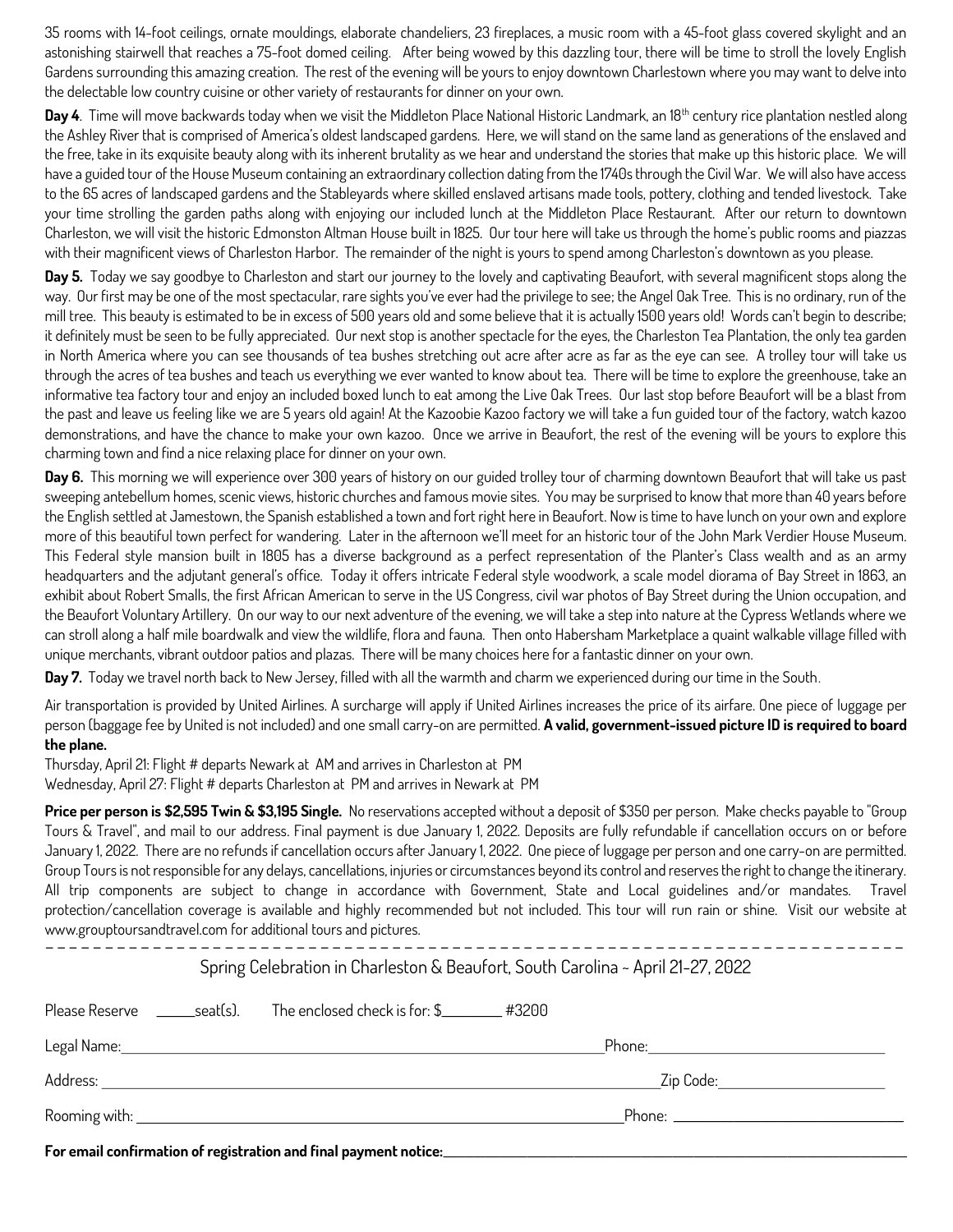35 rooms with 14-foot ceilings, ornate mouldings, elaborate chandeliers, 23 fireplaces, a music room with a 45-foot glass covered skylight and an astonishing stairwell that reaches a 75-foot domed ceiling. After being wowed by this dazzling tour, there will be time to stroll the lovely English Gardens surrounding this amazing creation. The rest of the evening will be yours to enjoy downtown Charlestown where you may want to delve into the delectable low country cuisine or other variety of restaurants for dinner on your own.

**Day 4**. Time will move backwards today when we visit the Middleton Place National Historic Landmark, an 18th century rice plantation nestled along the Ashley River that is comprised of America's oldest landscaped gardens. Here, we will stand on the same land as generations of the enslaved and the free, take in its exquisite beauty along with its inherent brutality as we hear and understand the stories that make up this historic place. We will have a guided tour of the House Museum containing an extraordinary collection dating from the 1740s through the Civil War. We will also have access to the 65 acres of landscaped gardens and the Stableyards where skilled enslaved artisans made tools, pottery, clothing and tended livestock. Take your time strolling the garden paths along with enjoying our included lunch at the Middleton Place Restaurant. After our return to downtown Charleston, we will visit the historic Edmonston Altman House built in 1825. Our tour here will take us through the home's public rooms and piazzas with their magnificent views of Charleston Harbor. The remainder of the night is yours to spend among Charleston's downtown as you please.

**Day 5.** Today we say goodbye to Charleston and start our journey to the lovely and captivating Beaufort, with several magnificent stops along the way. Our first may be one of the most spectacular, rare sights you've ever had the privilege to see; the Angel Oak Tree. This is no ordinary, run of the mill tree. This beauty is estimated to be in excess of 500 years old and some believe that it is actually 1500 years old! Words can't begin to describe; it definitely must be seen to be fully appreciated. Our next stop is another spectacle for the eyes, the Charleston Tea Plantation, the only tea garden in North America where you can see thousands of tea bushes stretching out acre after acre as far as the eye can see. A trolley tour will take us through the acres of tea bushes and teach us everything we ever wanted to know about tea. There will be time to explore the greenhouse, take an informative tea factory tour and enjoy an included boxed lunch to eat among the Live Oak Trees. Our last stop before Beaufort will be a blast from the past and leave us feeling like we are 5 years old again! At the Kazoobie Kazoo factory we will take a fun guided tour of the factory, watch kazoo demonstrations, and have the chance to make your own kazoo. Once we arrive in Beaufort, the rest of the evening will be yours to explore this charming town and find a nice relaxing place for dinner on your own.

**Day 6.** This morning we will experience over 300 years of history on our guided trolley tour of charming downtown Beaufort that will take us past sweeping antebellum homes, scenic views, historic churches and famous movie sites. You may be surprised to know that more than 40 years before the English settled at Jamestown, the Spanish established a town and fort right here in Beaufort. Now is time to have lunch on your own and explore more of this beautiful town perfect for wandering. Later in the afternoon we'll meet for an historic tour of the John Mark Verdier House Museum. This Federal style mansion built in 1805 has a diverse background as a perfect representation of the Planter's Class wealth and as an army headquarters and the adjutant general's office. Today it offers intricate Federal style woodwork, a scale model diorama of Bay Street in 1863, an exhibit about Robert Smalls, the first African American to serve in the US Congress, civil war photos of Bay Street during the Union occupation, and the Beaufort Voluntary Artillery. On our way to our next adventure of the evening, we will take a step into nature at the Cypress Wetlands where we can stroll along a half mile boardwalk and view the wildlife, flora and fauna. Then onto Habersham Marketplace a quaint walkable village filled with unique merchants, vibrant outdoor patios and plazas. There will be many choices here for a fantastic dinner on your own.

**Day 7.** Today we travel north back to New Jersey, filled with all the warmth and charm we experienced during our time in the South.

Air transportation is provided by United Airlines. A surcharge will apply if United Airlines increases the price of its airfare. One piece of luggage per person (baggage fee by United is not included) and one small carry-on are permitted. **A valid, government-issued picture ID is required to board the plane.**

Thursday, April 21: Flight # departs Newark at AM and arrives in Charleston at PM
Wednesday, April 27: Flight # departs Charleston at PM and arrives in Newark at PM

**Price per person is $2,595 Twin & $3,195 Single.** No reservations accepted without a deposit of $350 per person. Make checks payable to "Group Tours & Travel", and mail to our address. Final payment is due January 1, 2022. Deposits are fully refundable if cancellation occurs on or before January 1, 2022. There are no refunds if cancellation occurs after January 1, 2022. One piece of luggage per person and one carry-on are permitted. Group Tours is not responsible for any delays, cancellations, injuries or circumstances beyond its control and reserves the right to change the itinerary. All trip components are subject to change in accordance with Government, State and Local guidelines and/or mandates. Travel protection/cancellation coverage is available and highly recommended but not included. This tour will run rain or shine. Visit our website at www.grouptoursandtravel.com for additional tours and pictures.

---

Spring Celebration in Charleston & Beaufort, South Carolina ~ April 21-27, 2022

Please Reserve ______seat(s). The enclosed check is for: $________ #3200

Legal Name:______________________________________ Phone:____________________

Address: ________________________________________ Zip Code:__________________

Rooming with: ____________________________________ Phone: ____________________

**For email confirmation of registration and final payment notice:**______________________________